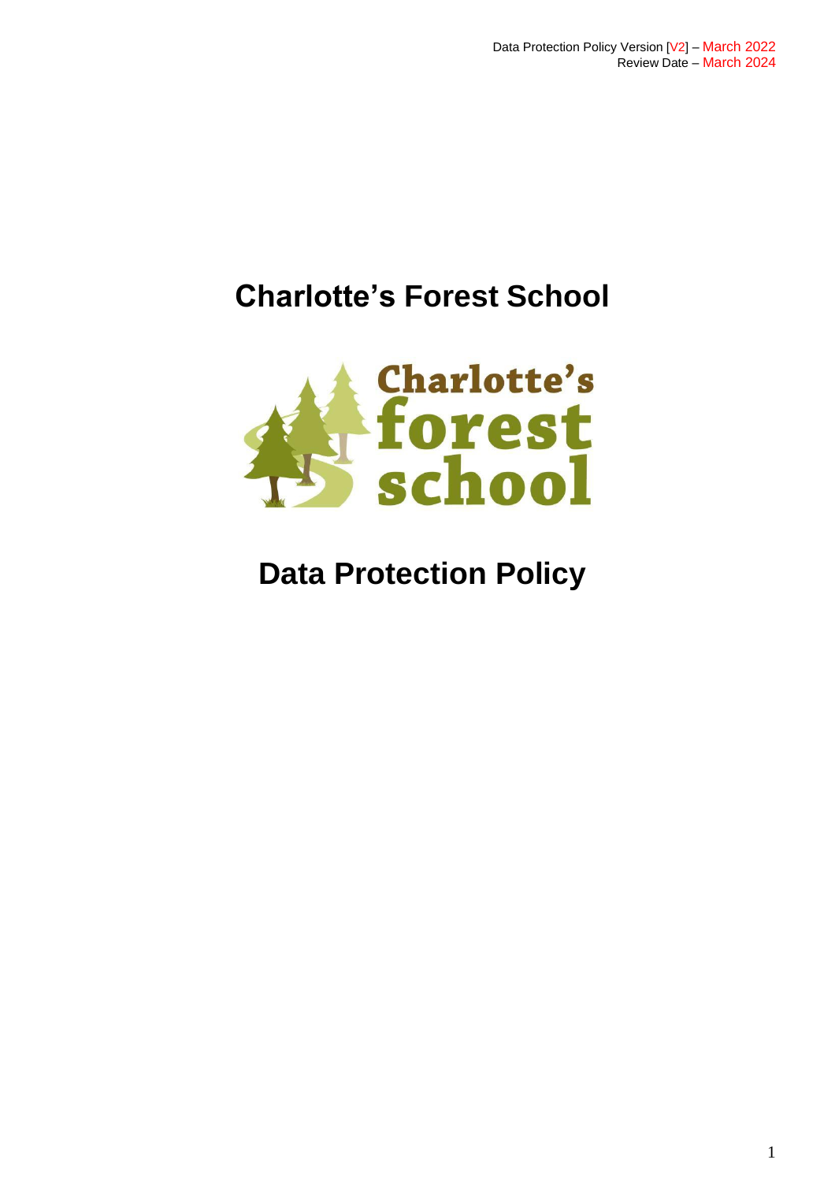Data Protection Policy Version [V2] – March 2022
Review Date – March 2024

# Charlotte's Forest School

# Data Protection Policy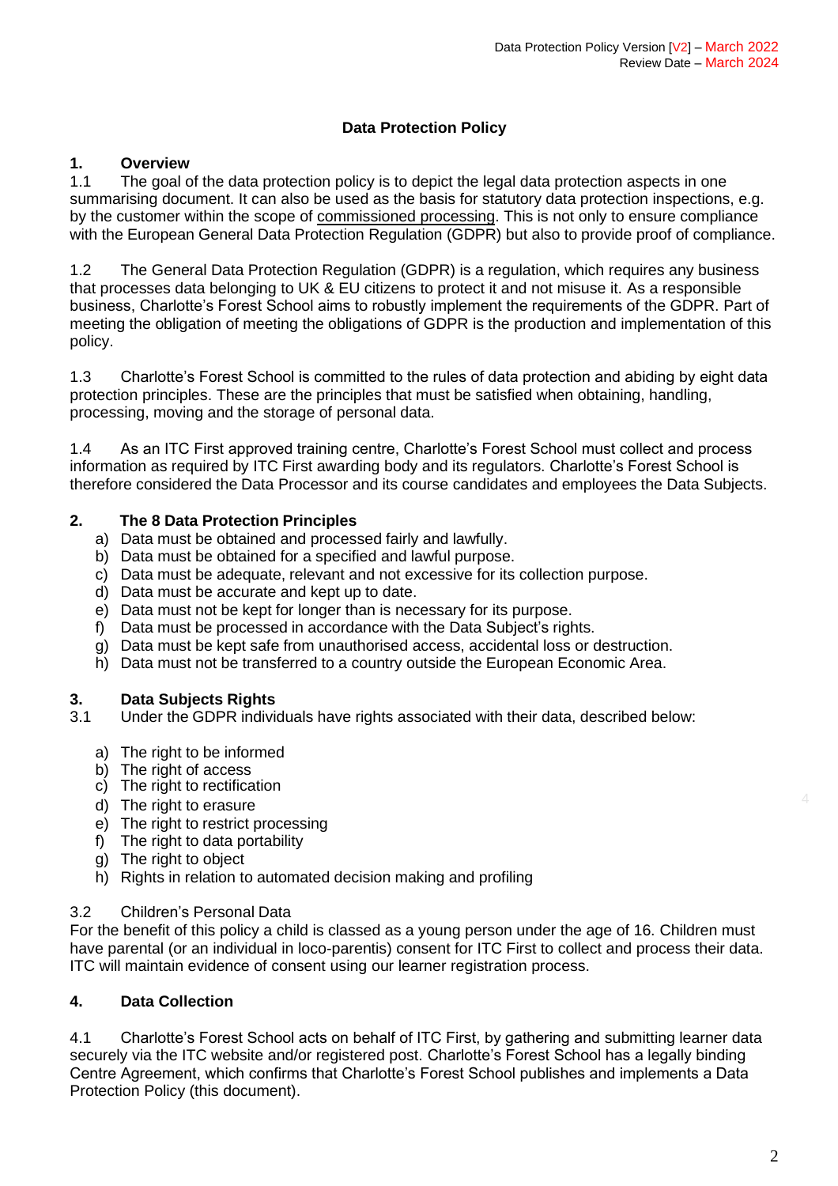# Data Protection Policy

## 1. Overview

1.1 The goal of the data protection policy is to depict the legal data protection aspects in one summarising document. It can also be used as the basis for statutory data protection inspections, e.g. by the customer within the scope of commissioned processing. This is not only to ensure compliance with the European General Data Protection Regulation (GDPR) but also to provide proof of compliance.

1.2 The General Data Protection Regulation (GDPR) is a regulation, which requires any business that processes data belonging to UK & EU citizens to protect it and not misuse it. As a responsible business, Charlotte's Forest School aims to robustly implement the requirements of the GDPR. Part of meeting the obligation of meeting the obligations of GDPR is the production and implementation of this policy.

1.3 Charlotte's Forest School is committed to the rules of data protection and abiding by eight data protection principles. These are the principles that must be satisfied when obtaining, handling, processing, moving and the storage of personal data.

1.4 As an ITC First approved training centre, Charlotte's Forest School must collect and process information as required by ITC First awarding body and its regulators. Charlotte's Forest School is therefore considered the Data Processor and its course candidates and employees the Data Subjects.

## 2. The 8 Data Protection Principles

a) Data must be obtained and processed fairly and lawfully.
b) Data must be obtained for a specified and lawful purpose.
c) Data must be adequate, relevant and not excessive for its collection purpose.
d) Data must be accurate and kept up to date.
e) Data must not be kept for longer than is necessary for its purpose.
f) Data must be processed in accordance with the Data Subject's rights.
g) Data must be kept safe from unauthorised access, accidental loss or destruction.
h) Data must not be transferred to a country outside the European Economic Area.

## 3. Data Subjects Rights

3.1 Under the GDPR individuals have rights associated with their data, described below:

a) The right to be informed
b) The right of access
c) The right to rectification
d) The right to erasure
e) The right to restrict processing
f) The right to data portability
g) The right to object
h) Rights in relation to automated decision making and profiling

3.2 Children's Personal Data

For the benefit of this policy a child is classed as a young person under the age of 16. Children must have parental (or an individual in loco-parentis) consent for ITC First to collect and process their data. ITC will maintain evidence of consent using our learner registration process.

## 4. Data Collection

4.1 Charlotte's Forest School acts on behalf of ITC First, by gathering and submitting learner data securely via the ITC website and/or registered post. Charlotte's Forest School has a legally binding Centre Agreement, which confirms that Charlotte's Forest School publishes and implements a Data Protection Policy (this document).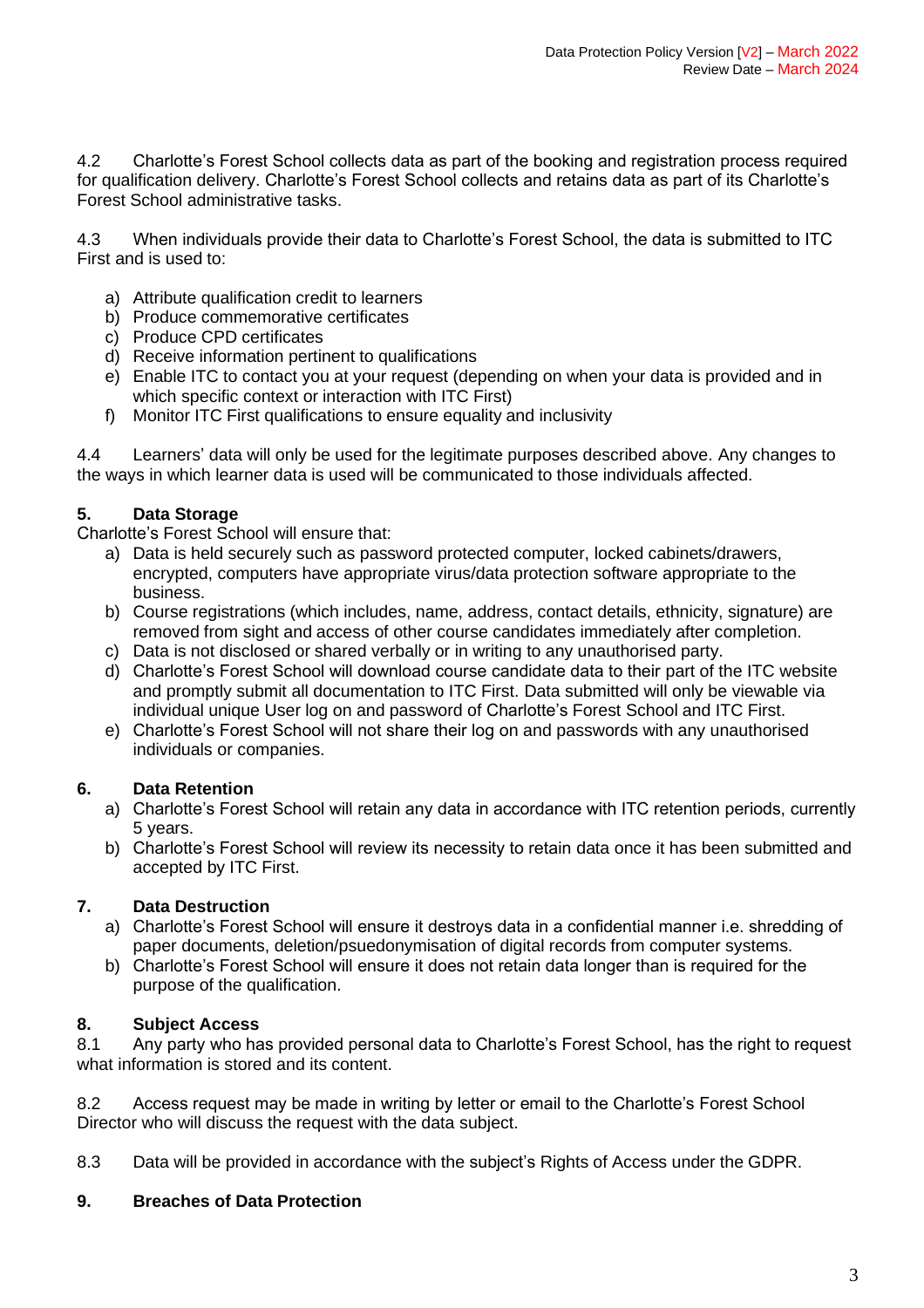4.2 Charlotte's Forest School collects data as part of the booking and registration process required for qualification delivery. Charlotte's Forest School collects and retains data as part of its Charlotte's Forest School administrative tasks.

4.3 When individuals provide their data to Charlotte's Forest School, the data is submitted to ITC First and is used to:

a) Attribute qualification credit to learners
b) Produce commemorative certificates
c) Produce CPD certificates
d) Receive information pertinent to qualifications
e) Enable ITC to contact you at your request (depending on when your data is provided and in which specific context or interaction with ITC First)
f) Monitor ITC First qualifications to ensure equality and inclusivity

4.4 Learners' data will only be used for the legitimate purposes described above. Any changes to the ways in which learner data is used will be communicated to those individuals affected.

## 5. Data Storage

Charlotte's Forest School will ensure that:

a) Data is held securely such as password protected computer, locked cabinets/drawers, encrypted, computers have appropriate virus/data protection software appropriate to the business.
b) Course registrations (which includes, name, address, contact details, ethnicity, signature) are removed from sight and access of other course candidates immediately after completion.
c) Data is not disclosed or shared verbally or in writing to any unauthorised party.
d) Charlotte's Forest School will download course candidate data to their part of the ITC website and promptly submit all documentation to ITC First. Data submitted will only be viewable via individual unique User log on and password of Charlotte's Forest School and ITC First.
e) Charlotte's Forest School will not share their log on and passwords with any unauthorised individuals or companies.

## 6. Data Retention

a) Charlotte's Forest School will retain any data in accordance with ITC retention periods, currently 5 years.
b) Charlotte's Forest School will review its necessity to retain data once it has been submitted and accepted by ITC First.

## 7. Data Destruction

a) Charlotte's Forest School will ensure it destroys data in a confidential manner i.e. shredding of paper documents, deletion/psuedonymisation of digital records from computer systems.
b) Charlotte's Forest School will ensure it does not retain data longer than is required for the purpose of the qualification.

## 8. Subject Access

8.1 Any party who has provided personal data to Charlotte's Forest School, has the right to request what information is stored and its content.

8.2 Access request may be made in writing by letter or email to the Charlotte's Forest School Director who will discuss the request with the data subject.

8.3 Data will be provided in accordance with the subject's Rights of Access under the GDPR.

## 9. Breaches of Data Protection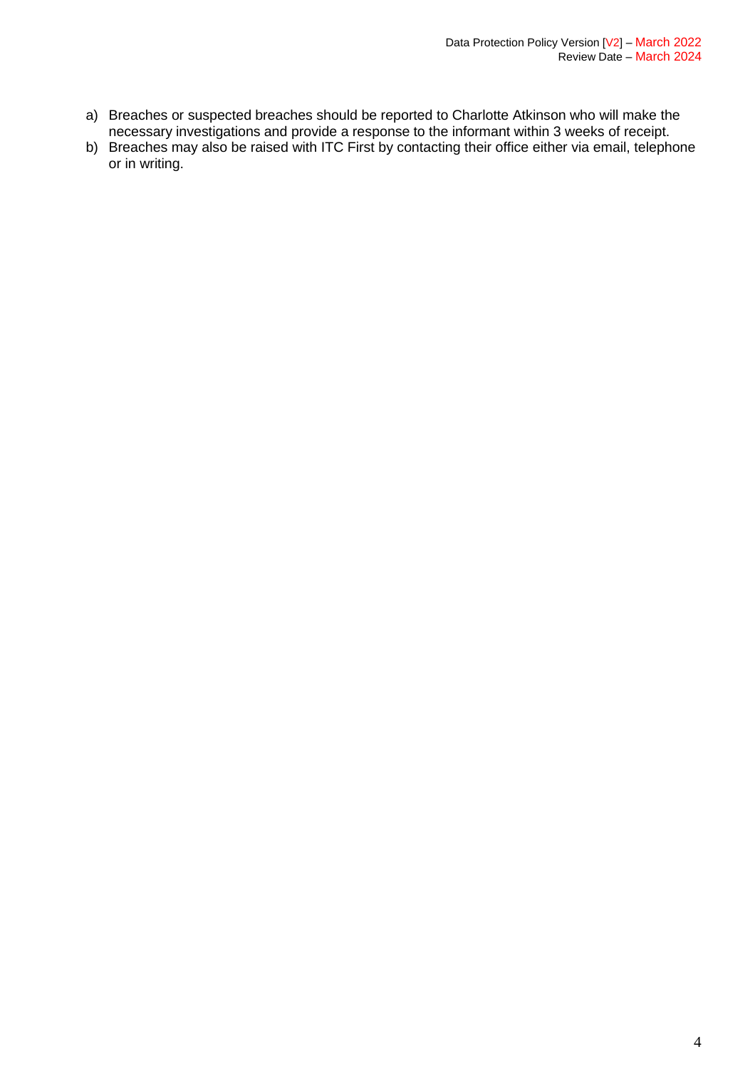a) Breaches or suspected breaches should be reported to Charlotte Atkinson who will make the necessary investigations and provide a response to the informant within 3 weeks of receipt.
b) Breaches may also be raised with ITC First by contacting their office either via email, telephone or in writing.